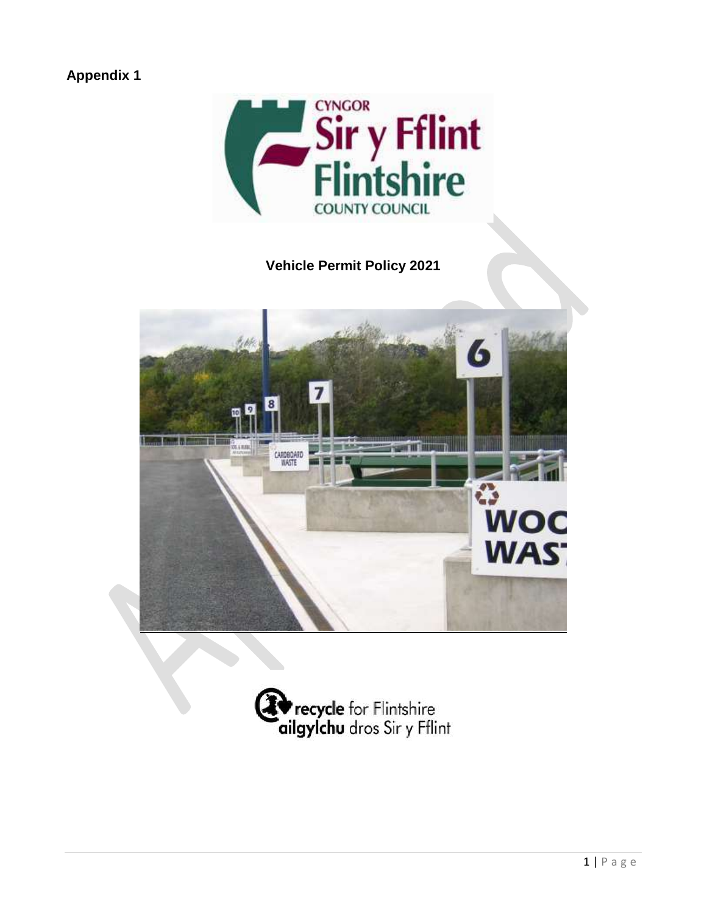**Appendix 1**

# Vehicle Permit Policy 2021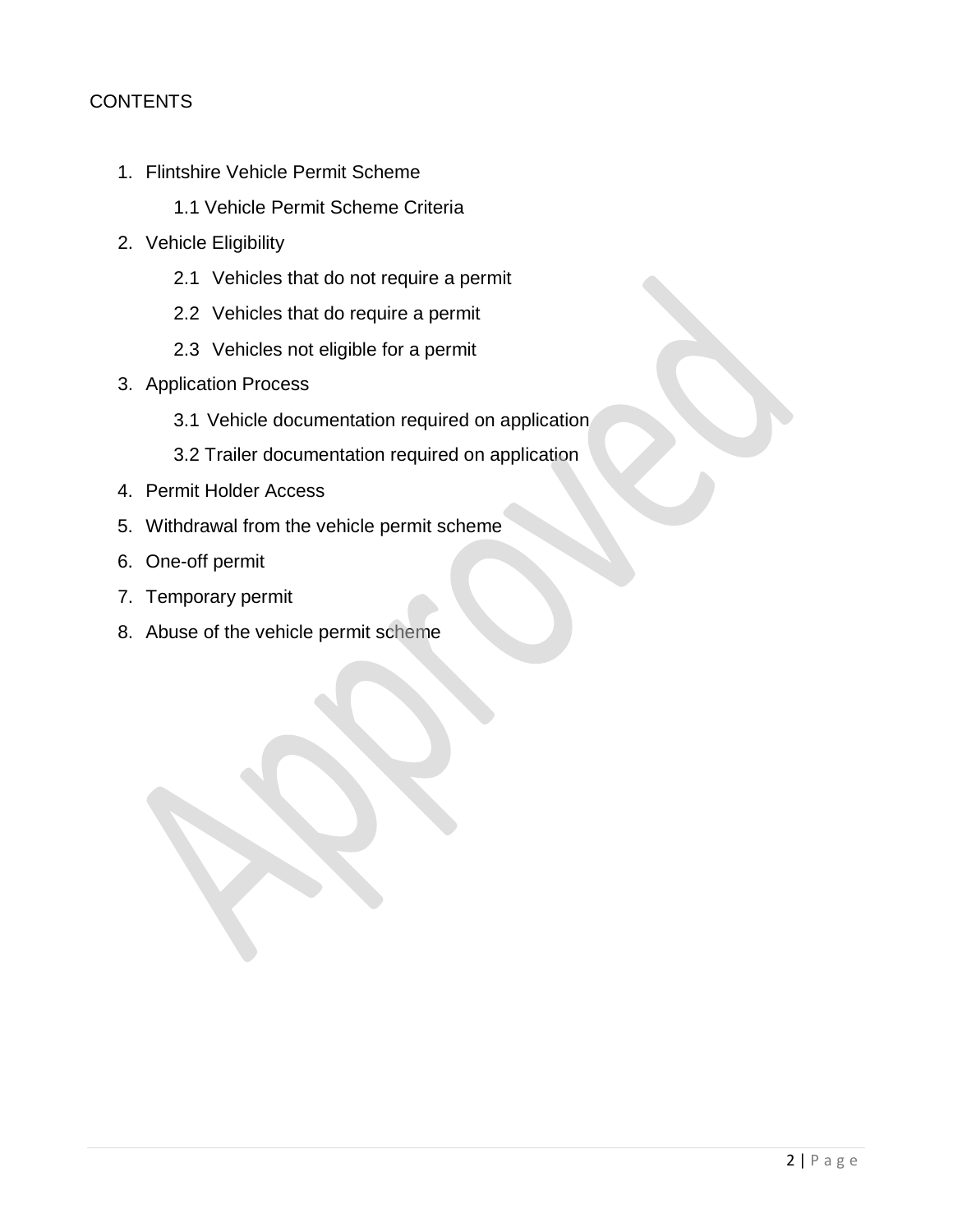CONTENTS

1. Flintshire Vehicle Permit Scheme
    - 1.1 Vehicle Permit Scheme Criteria
2. Vehicle Eligibility
    - 2.1 Vehicles that do not require a permit
    - 2.2 Vehicles that do require a permit
    - 2.3 Vehicles not eligible for a permit
3. Application Process
    - 3.1 Vehicle documentation required on application
    - 3.2 Trailer documentation required on application
4. Permit Holder Access
5. Withdrawal from the vehicle permit scheme
6. One-off permit
7. Temporary permit
8. Abuse of the vehicle permit scheme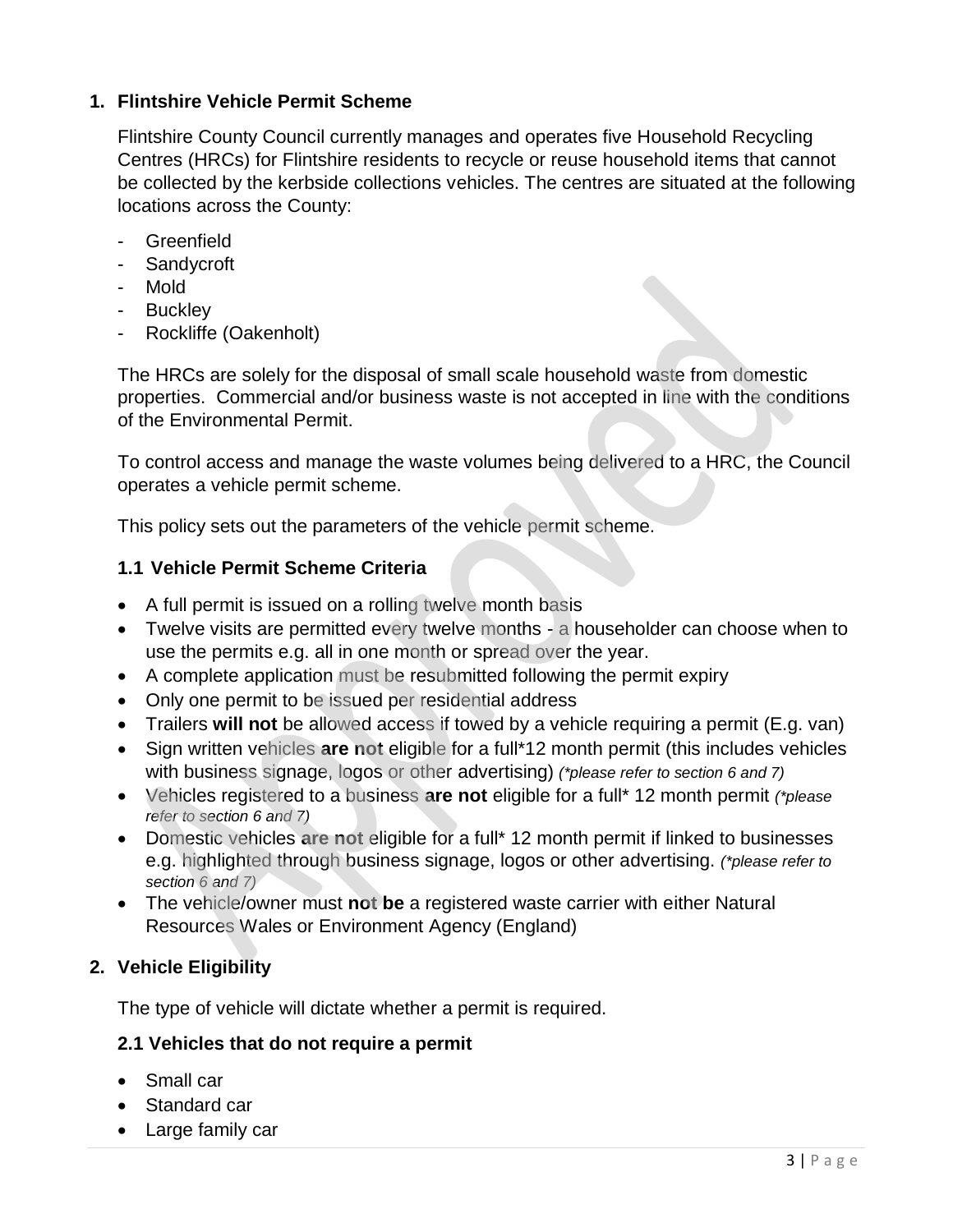## 1. Flintshire Vehicle Permit Scheme

Flintshire County Council currently manages and operates five Household Recycling Centres (HRCs) for Flintshire residents to recycle or reuse household items that cannot be collected by the kerbside collections vehicles. The centres are situated at the following locations across the County:

- Greenfield
- Sandycroft
- Mold
- Buckley
- Rockliffe (Oakenholt)

The HRCs are solely for the disposal of small scale household waste from domestic properties. Commercial and/or business waste is not accepted in line with the conditions of the Environmental Permit.

To control access and manage the waste volumes being delivered to a HRC, the Council operates a vehicle permit scheme.

This policy sets out the parameters of the vehicle permit scheme.

### 1.1 Vehicle Permit Scheme Criteria

- A full permit is issued on a rolling twelve month basis
- Twelve visits are permitted every twelve months - a householder can choose when to use the permits e.g. all in one month or spread over the year.
- A complete application must be resubmitted following the permit expiry
- Only one permit to be issued per residential address
- Trailers **will not** be allowed access if towed by a vehicle requiring a permit (E.g. van)
- Sign written vehicles **are not** eligible for a full*12 month permit (this includes vehicles with business signage, logos or other advertising) *(*please refer to section 6 and 7)*
- Vehicles registered to a business **are not** eligible for a full* 12 month permit *(*please refer to section 6 and 7)*
- Domestic vehicles **are not** eligible for a full* 12 month permit if linked to businesses e.g. highlighted through business signage, logos or other advertising. *(*please refer to section 6 and 7)*
- The vehicle/owner must **not be** a registered waste carrier with either Natural Resources Wales or Environment Agency (England)

## 2. Vehicle Eligibility

The type of vehicle will dictate whether a permit is required.

### 2.1 Vehicles that do not require a permit

- Small car
- Standard car
- Large family car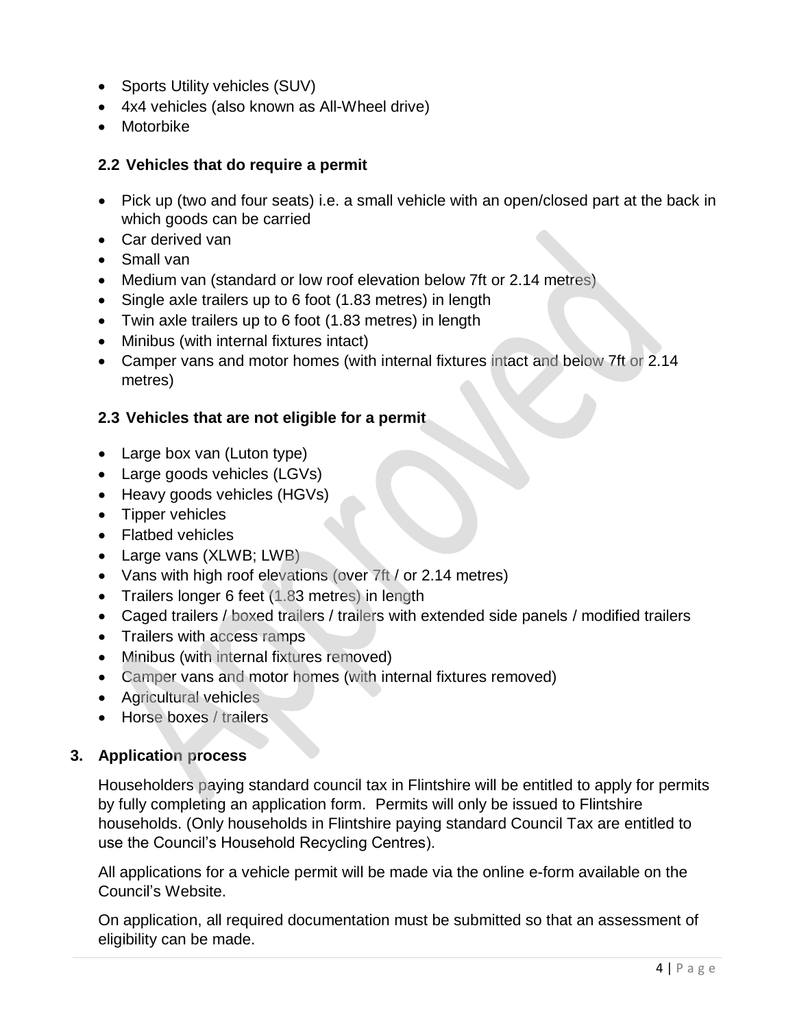- Sports Utility vehicles (SUV)
- 4x4 vehicles (also known as All-Wheel drive)
- Motorbike

### 2.2 Vehicles that do require a permit

- Pick up (two and four seats) i.e. a small vehicle with an open/closed part at the back in which goods can be carried
- Car derived van
- Small van
- Medium van (standard or low roof elevation below 7ft or 2.14 metres)
- Single axle trailers up to 6 foot (1.83 metres) in length
- Twin axle trailers up to 6 foot (1.83 metres) in length
- Minibus (with internal fixtures intact)
- Camper vans and motor homes (with internal fixtures intact and below 7ft or 2.14 metres)

### 2.3 Vehicles that are not eligible for a permit

- Large box van (Luton type)
- Large goods vehicles (LGVs)
- Heavy goods vehicles (HGVs)
- Tipper vehicles
- Flatbed vehicles
- Large vans (XLWB; LWB)
- Vans with high roof elevations (over 7ft / or 2.14 metres)
- Trailers longer 6 feet (1.83 metres) in length
- Caged trailers / boxed trailers / trailers with extended side panels / modified trailers
- Trailers with access ramps
- Minibus (with internal fixtures removed)
- Camper vans and motor homes (with internal fixtures removed)
- Agricultural vehicles
- Horse boxes / trailers

## 3. Application process

Householders paying standard council tax in Flintshire will be entitled to apply for permits by fully completing an application form. Permits will only be issued to Flintshire households. (Only households in Flintshire paying standard Council Tax are entitled to use the Council's Household Recycling Centres).

All applications for a vehicle permit will be made via the online e-form available on the Council's Website.

On application, all required documentation must be submitted so that an assessment of eligibility can be made.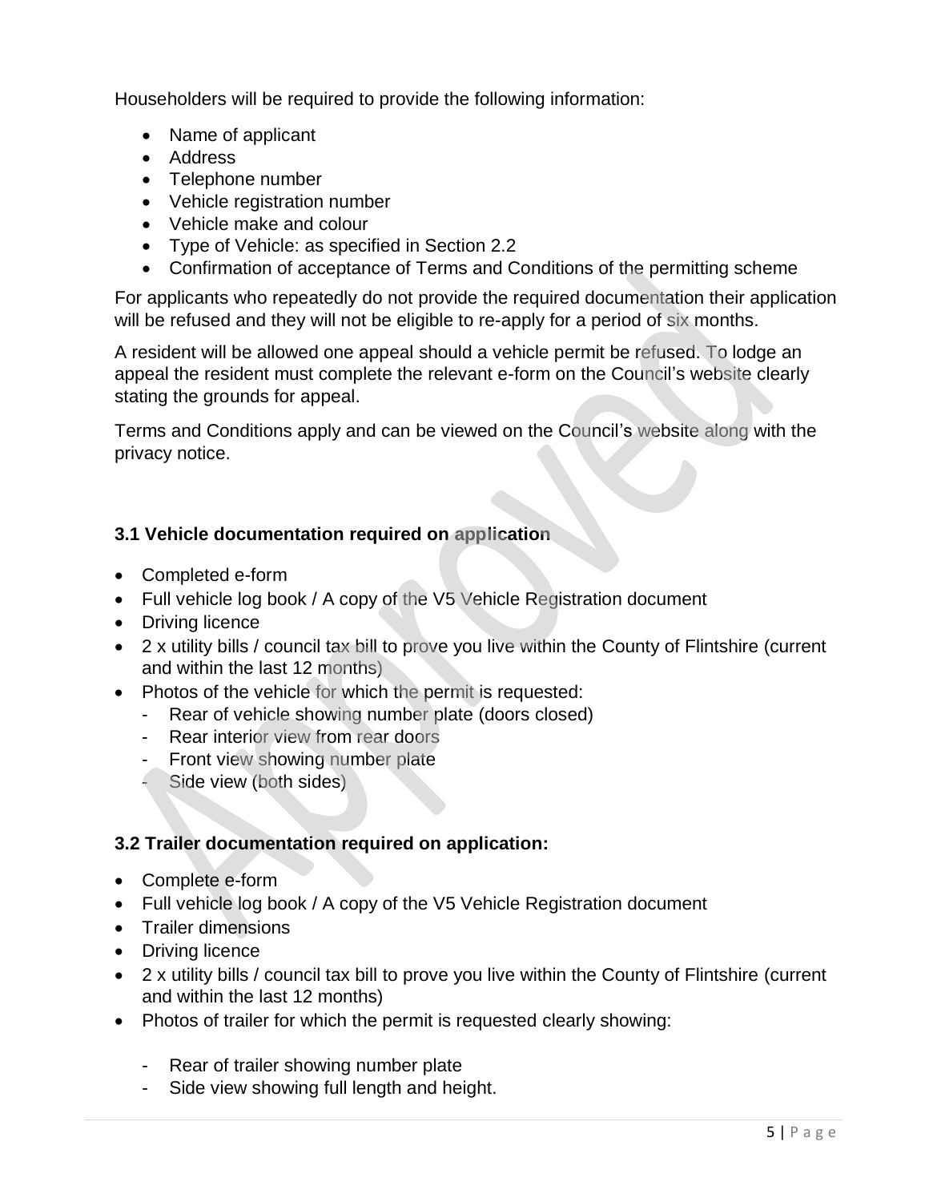Householders will be required to provide the following information:

- Name of applicant
- Address
- Telephone number
- Vehicle registration number
- Vehicle make and colour
- Type of Vehicle: as specified in Section 2.2
- Confirmation of acceptance of Terms and Conditions of the permitting scheme

For applicants who repeatedly do not provide the required documentation their application will be refused and they will not be eligible to re-apply for a period of six months.

A resident will be allowed one appeal should a vehicle permit be refused. To lodge an appeal the resident must complete the relevant e-form on the Council's website clearly stating the grounds for appeal.

Terms and Conditions apply and can be viewed on the Council's website along with the privacy notice.

### 3.1 Vehicle documentation required on application

- Completed e-form
- Full vehicle log book / A copy of the V5 Vehicle Registration document
- Driving licence
- 2 x utility bills / council tax bill to prove you live within the County of Flintshire (current and within the last 12 months)
- Photos of the vehicle for which the permit is requested:
  - Rear of vehicle showing number plate (doors closed)
  - Rear interior view from rear doors
  - Front view showing number plate
  - Side view (both sides)

### 3.2 Trailer documentation required on application:

- Complete e-form
- Full vehicle log book / A copy of the V5 Vehicle Registration document
- Trailer dimensions
- Driving licence
- 2 x utility bills / council tax bill to prove you live within the County of Flintshire (current and within the last 12 months)
- Photos of trailer for which the permit is requested clearly showing:
  - Rear of trailer showing number plate
  - Side view showing full length and height.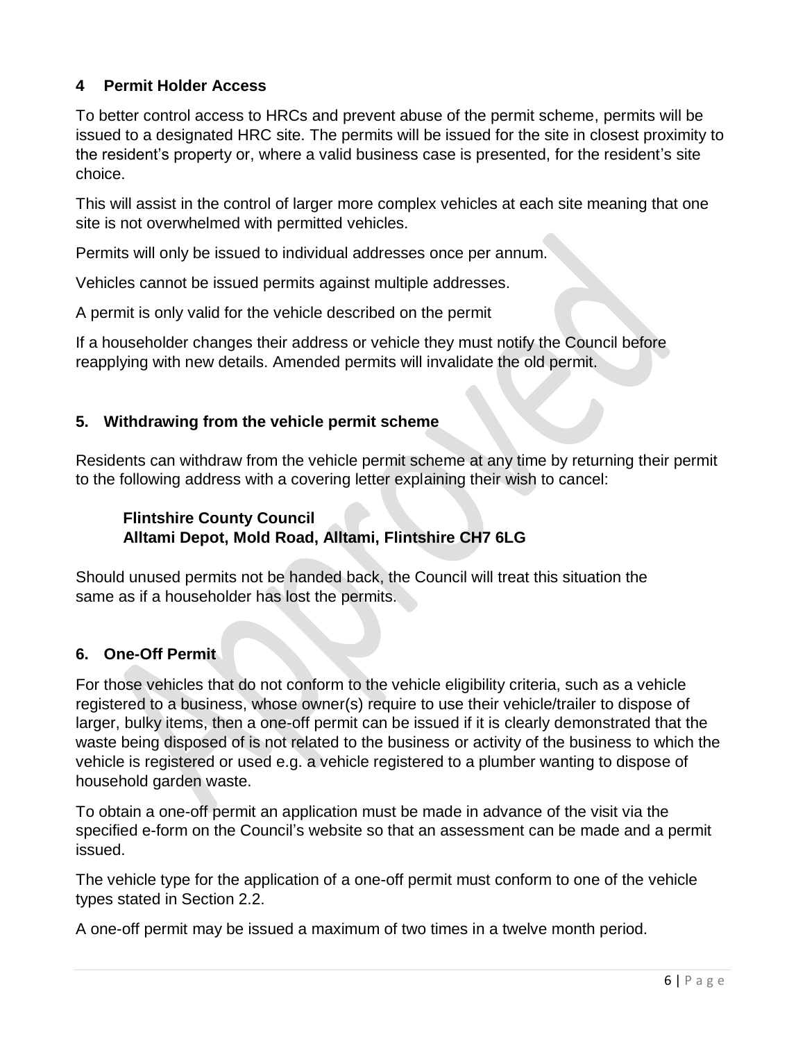## 4 Permit Holder Access

To better control access to HRCs and prevent abuse of the permit scheme, permits will be issued to a designated HRC site. The permits will be issued for the site in closest proximity to the resident's property or, where a valid business case is presented, for the resident's site choice.

This will assist in the control of larger more complex vehicles at each site meaning that one site is not overwhelmed with permitted vehicles.

Permits will only be issued to individual addresses once per annum.

Vehicles cannot be issued permits against multiple addresses.

A permit is only valid for the vehicle described on the permit

If a householder changes their address or vehicle they must notify the Council before reapplying with new details. Amended permits will invalidate the old permit.

## 5. Withdrawing from the vehicle permit scheme

Residents can withdraw from the vehicle permit scheme at any time by returning their permit to the following address with a covering letter explaining their wish to cancel:

**Flintshire County Council**
**Alltami Depot, Mold Road, Alltami, Flintshire CH7 6LG**

Should unused permits not be handed back, the Council will treat this situation the same as if a householder has lost the permits.

## 6. One-Off Permit

For those vehicles that do not conform to the vehicle eligibility criteria, such as a vehicle registered to a business, whose owner(s) require to use their vehicle/trailer to dispose of larger, bulky items, then a one-off permit can be issued if it is clearly demonstrated that the waste being disposed of is not related to the business or activity of the business to which the vehicle is registered or used e.g. a vehicle registered to a plumber wanting to dispose of household garden waste.

To obtain a one-off permit an application must be made in advance of the visit via the specified e-form on the Council's website so that an assessment can be made and a permit issued.

The vehicle type for the application of a one-off permit must conform to one of the vehicle types stated in Section 2.2.

A one-off permit may be issued a maximum of two times in a twelve month period.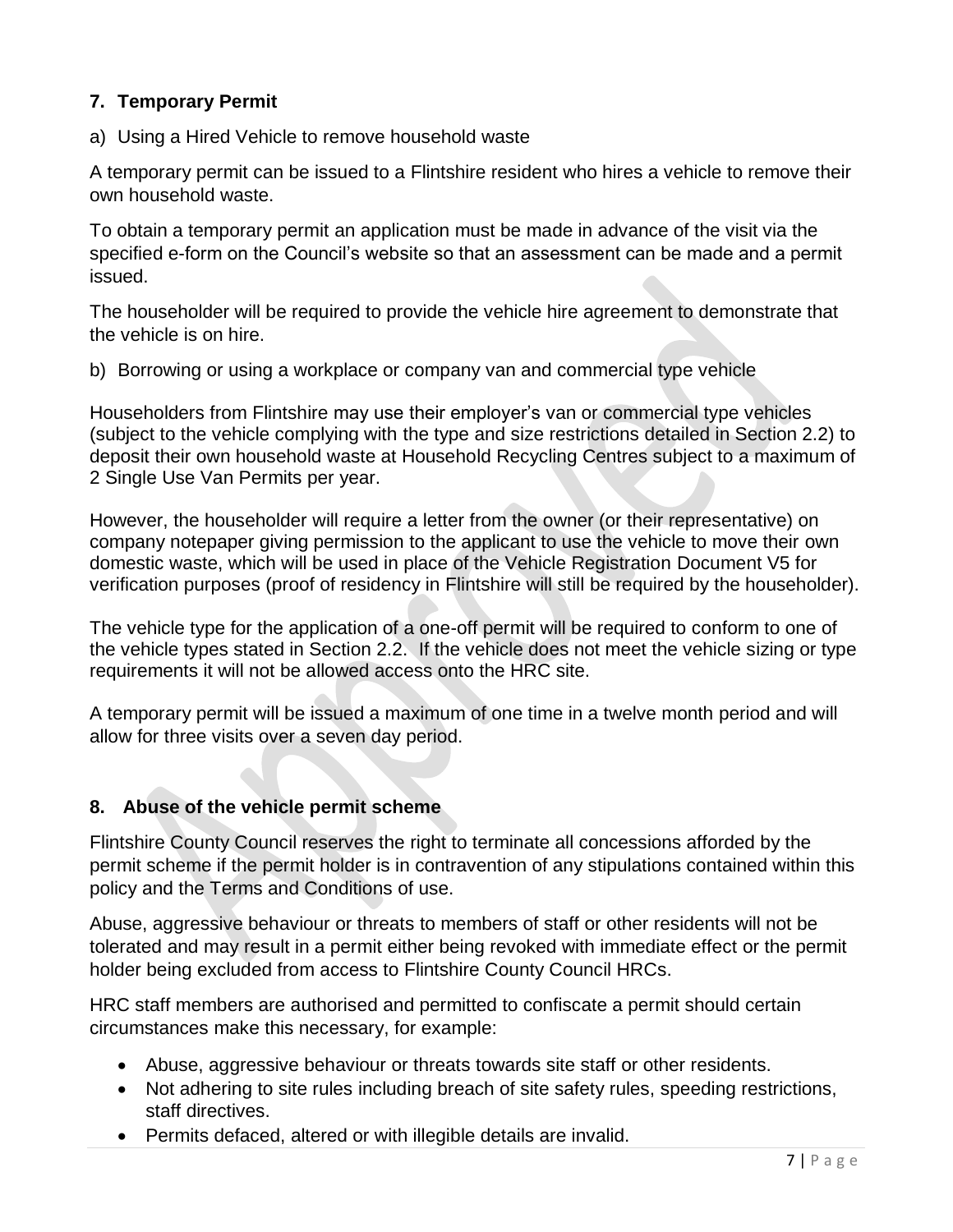## 7. Temporary Permit

a) Using a Hired Vehicle to remove household waste

A temporary permit can be issued to a Flintshire resident who hires a vehicle to remove their own household waste.

To obtain a temporary permit an application must be made in advance of the visit via the specified e-form on the Council's website so that an assessment can be made and a permit issued.

The householder will be required to provide the vehicle hire agreement to demonstrate that the vehicle is on hire.

b) Borrowing or using a workplace or company van and commercial type vehicle

Householders from Flintshire may use their employer's van or commercial type vehicles (subject to the vehicle complying with the type and size restrictions detailed in Section 2.2) to deposit their own household waste at Household Recycling Centres subject to a maximum of 2 Single Use Van Permits per year.

However, the householder will require a letter from the owner (or their representative) on company notepaper giving permission to the applicant to use the vehicle to move their own domestic waste, which will be used in place of the Vehicle Registration Document V5 for verification purposes (proof of residency in Flintshire will still be required by the householder).

The vehicle type for the application of a one-off permit will be required to conform to one of the vehicle types stated in Section 2.2. If the vehicle does not meet the vehicle sizing or type requirements it will not be allowed access onto the HRC site.

A temporary permit will be issued a maximum of one time in a twelve month period and will allow for three visits over a seven day period.

## 8. Abuse of the vehicle permit scheme

Flintshire County Council reserves the right to terminate all concessions afforded by the permit scheme if the permit holder is in contravention of any stipulations contained within this policy and the Terms and Conditions of use.

Abuse, aggressive behaviour or threats to members of staff or other residents will not be tolerated and may result in a permit either being revoked with immediate effect or the permit holder being excluded from access to Flintshire County Council HRCs.

HRC staff members are authorised and permitted to confiscate a permit should certain circumstances make this necessary, for example:

- Abuse, aggressive behaviour or threats towards site staff or other residents.
- Not adhering to site rules including breach of site safety rules, speeding restrictions, staff directives.
- Permits defaced, altered or with illegible details are invalid.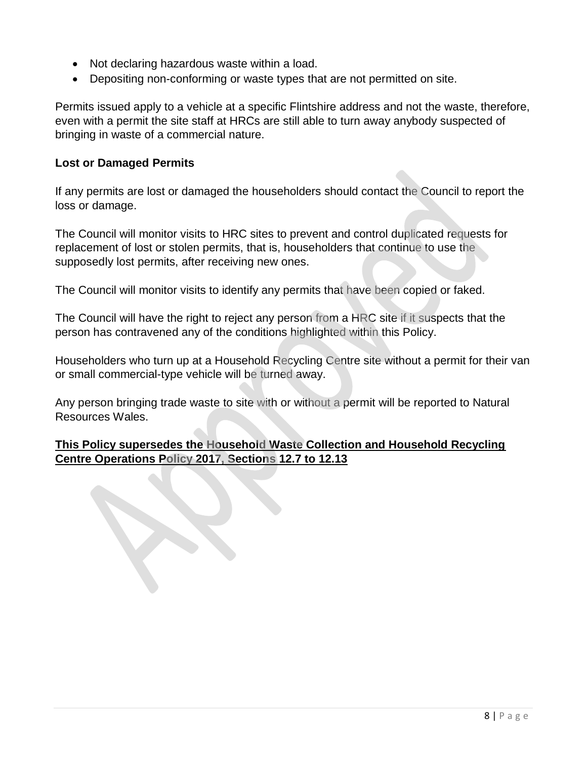- Not declaring hazardous waste within a load.
- Depositing non-conforming or waste types that are not permitted on site.

Permits issued apply to a vehicle at a specific Flintshire address and not the waste, therefore, even with a permit the site staff at HRCs are still able to turn away anybody suspected of bringing in waste of a commercial nature.

**Lost or Damaged Permits**

If any permits are lost or damaged the householders should contact the Council to report the loss or damage.

The Council will monitor visits to HRC sites to prevent and control duplicated requests for replacement of lost or stolen permits, that is, householders that continue to use the supposedly lost permits, after receiving new ones.

The Council will monitor visits to identify any permits that have been copied or faked.

The Council will have the right to reject any person from a HRC site if it suspects that the person has contravened any of the conditions highlighted within this Policy.

Householders who turn up at a Household Recycling Centre site without a permit for their van or small commercial-type vehicle will be turned away.

Any person bringing trade waste to site with or without a permit will be reported to Natural Resources Wales.

**This Policy supersedes the Household Waste Collection and Household Recycling Centre Operations Policy 2017, Sections 12.7 to 12.13**